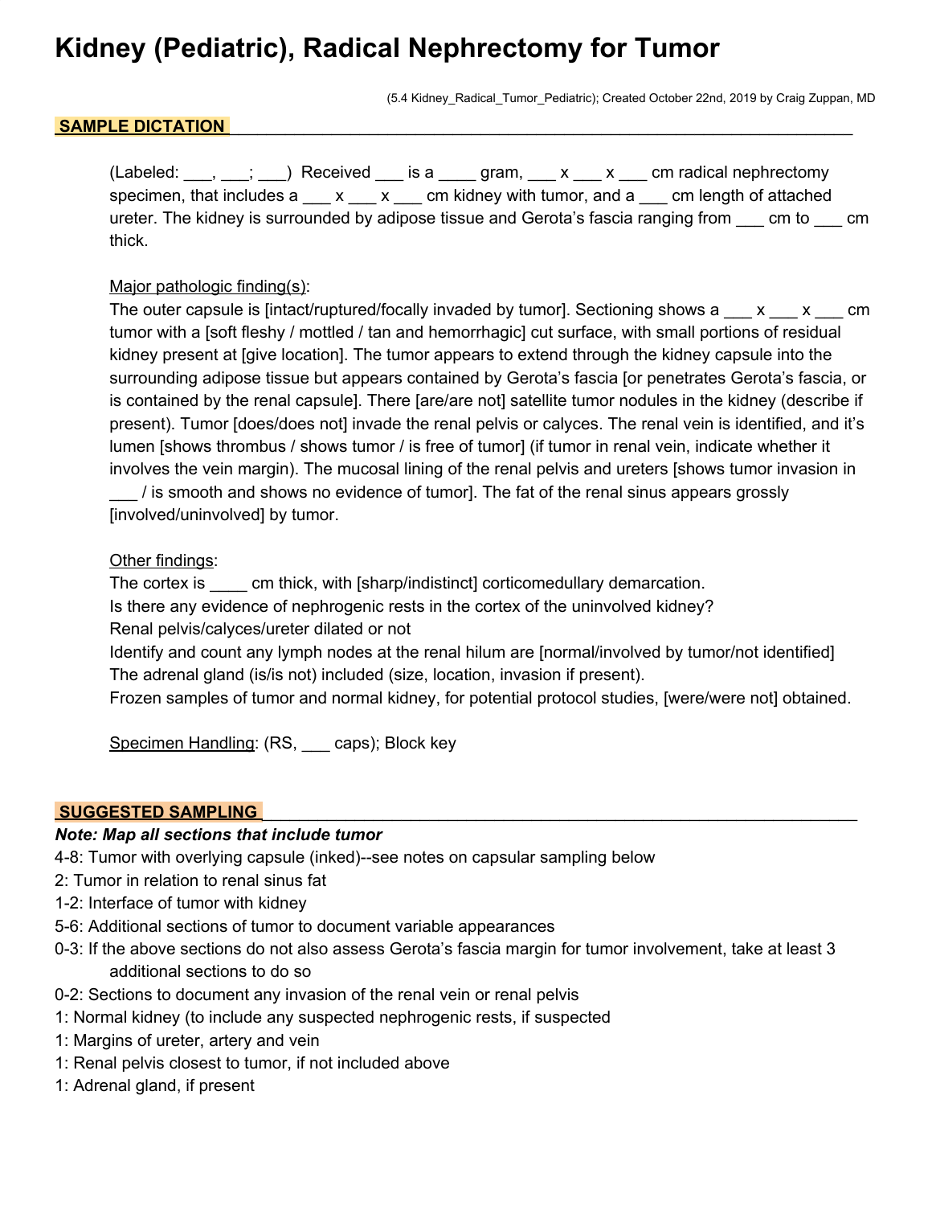# Kidney (Pediatric), Radical Nephrectomy for Tumor

(5.4 Kidney_Radical_Tumor_Pediatric); Created October 22nd, 2019 by Craig Zuppan, MD

## SAMPLE DICTATION

(Labeled: ___, ___; ___) Received ___ is a ____ gram, ___ x ___ x ___ cm radical nephrectomy specimen, that includes a ___ x ___ x ___ cm kidney with tumor, and a ___ cm length of attached ureter. The kidney is surrounded by adipose tissue and Gerota's fascia ranging from ___ cm to ___ cm thick.

Major pathologic finding(s):
The outer capsule is [intact/ruptured/focally invaded by tumor]. Sectioning shows a ___ x ___ x ___ cm tumor with a [soft fleshy / mottled / tan and hemorrhagic] cut surface, with small portions of residual kidney present at [give location]. The tumor appears to extend through the kidney capsule into the surrounding adipose tissue but appears contained by Gerota's fascia [or penetrates Gerota's fascia, or is contained by the renal capsule]. There [are/are not] satellite tumor nodules in the kidney (describe if present). Tumor [does/does not] invade the renal pelvis or calyces. The renal vein is identified, and it's lumen [shows thrombus / shows tumor / is free of tumor] (if tumor in renal vein, indicate whether it involves the vein margin). The mucosal lining of the renal pelvis and ureters [shows tumor invasion in ___ / is smooth and shows no evidence of tumor]. The fat of the renal sinus appears grossly [involved/uninvolved] by tumor.

Other findings:
The cortex is ____ cm thick, with [sharp/indistinct] corticomedullary demarcation.
Is there any evidence of nephrogenic rests in the cortex of the uninvolved kidney?
Renal pelvis/calyces/ureter dilated or not
Identify and count any lymph nodes at the renal hilum are [normal/involved by tumor/not identified]
The adrenal gland (is/is not) included (size, location, invasion if present).
Frozen samples of tumor and normal kidney, for potential protocol studies, [were/were not] obtained.

Specimen Handling: (RS, ___ caps); Block key

## SUGGESTED SAMPLING

***Note: Map all sections that include tumor***

4-8: Tumor with overlying capsule (inked)--see notes on capsular sampling below
2: Tumor in relation to renal sinus fat
1-2: Interface of tumor with kidney
5-6: Additional sections of tumor to document variable appearances
0-3: If the above sections do not also assess Gerota's fascia margin for tumor involvement, take at least 3 additional sections to do so
0-2: Sections to document any invasion of the renal vein or renal pelvis
1: Normal kidney (to include any suspected nephrogenic rests, if suspected
1: Margins of ureter, artery and vein
1: Renal pelvis closest to tumor, if not included above
1: Adrenal gland, if present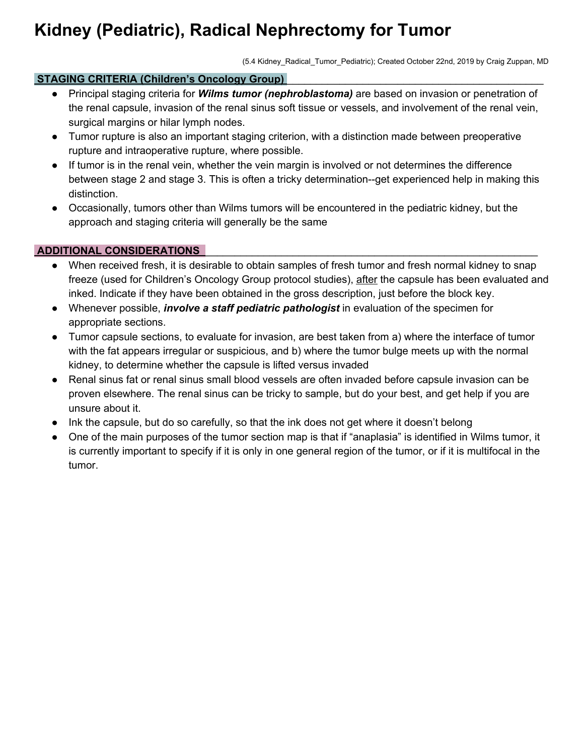# Kidney (Pediatric), Radical Nephrectomy for Tumor

(5.4 Kidney_Radical_Tumor_Pediatric); Created October 22nd, 2019 by Craig Zuppan, MD

## STAGING CRITERIA (Children's Oncology Group)

- Principal staging criteria for ***Wilms tumor (nephroblastoma)*** are based on invasion or penetration of the renal capsule, invasion of the renal sinus soft tissue or vessels, and involvement of the renal vein, surgical margins or hilar lymph nodes.
- Tumor rupture is also an important staging criterion, with a distinction made between preoperative rupture and intraoperative rupture, where possible.
- If tumor is in the renal vein, whether the vein margin is involved or not determines the difference between stage 2 and stage 3. This is often a tricky determination--get experienced help in making this distinction.
- Occasionally, tumors other than Wilms tumors will be encountered in the pediatric kidney, but the approach and staging criteria will generally be the same

## ADDITIONAL CONSIDERATIONS

- When received fresh, it is desirable to obtain samples of fresh tumor and fresh normal kidney to snap freeze (used for Children's Oncology Group protocol studies), after the capsule has been evaluated and inked. Indicate if they have been obtained in the gross description, just before the block key.
- Whenever possible, ***involve a staff pediatric pathologist*** in evaluation of the specimen for appropriate sections.
- Tumor capsule sections, to evaluate for invasion, are best taken from a) where the interface of tumor with the fat appears irregular or suspicious, and b) where the tumor bulge meets up with the normal kidney, to determine whether the capsule is lifted versus invaded
- Renal sinus fat or renal sinus small blood vessels are often invaded before capsule invasion can be proven elsewhere. The renal sinus can be tricky to sample, but do your best, and get help if you are unsure about it.
- Ink the capsule, but do so carefully, so that the ink does not get where it doesn't belong
- One of the main purposes of the tumor section map is that if "anaplasia" is identified in Wilms tumor, it is currently important to specify if it is only in one general region of the tumor, or if it is multifocal in the tumor.